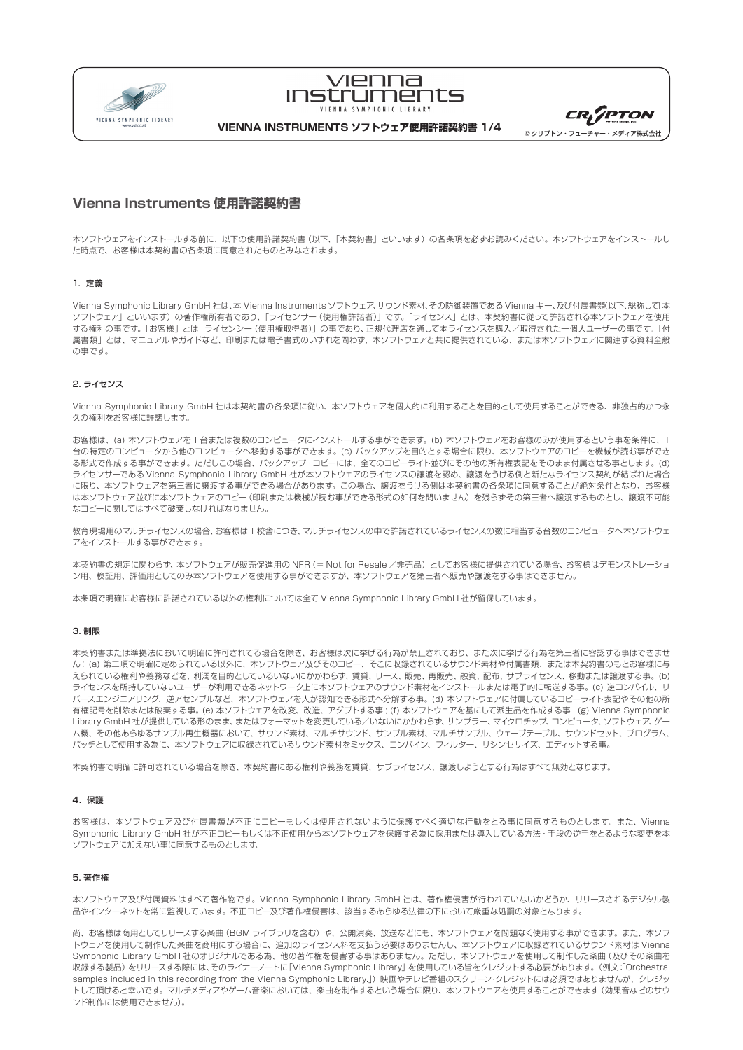# Vienna Instruments 使用許諾契約書

本ソフトウェアをインストールする前に、以下の使用許諾契約書（以下、「本契約書」といいます）の各条項を必ずお読みください。本ソフトウェアをインストールした時点で、お客様は本契約書の各条項に同意されたものとみなされます。

## 1. 定義

Vienna Symphonic Library GmbH 社は、本 Vienna Instruments ソフトウェア、サウンド素材、その防御装置である Vienna キー、及び付属書類(以下、総称して「本ソフトウェア」といいます）の著作権所有者であり、「ライセンサー（使用権許諾者）」です。「ライセンス」とは、本契約書に従って許諾される本ソフトウェアを使用する権利の事です。「お客様」とは「ライセンシー（使用権取得者）」の事であり、正規代理店を通して本ライセンスを購入／取得された一個人ユーザーの事です。「付属書類」とは、マニュアルやガイドなど、印刷または電子書式のいずれを問わず、本ソフトウェアと共に提供されている、または本ソフトウェアに関連する資料全般の事です。

## 2. ライセンス

Vienna Symphonic Library GmbH 社は本契約書の各条項に従い、本ソフトウェアを個人的に利用することを目的として使用することができる、非独占的かつ永久の権利をお客様に許諾します。

お客様は、(a) 本ソフトウェアを 1 台または複数のコンピュータにインストールする事ができます。(b) 本ソフトウェアをお客様のみが使用するという事を条件に、1 台の特定のコンピュータから他のコンピュータへ移動する事ができます。(c) バックアップを目的とする場合に限り、本ソフトウェアのコピーを機械が読む事ができる形式で作成する事ができます。ただしこの場合、バックアップ・コピーには、全てのコピーライト並びにその他の所有権表記をそのまま付属させる事とします。(d) ライセンサーである Vienna Symphonic Library GmbH 社が本ソフトウェアのライセンスの譲渡を認め、譲渡をうける側と新たなライセンス契約が結ばれた場合に限り、本ソフトウェアを第三者に譲渡する事ができる場合があります。この場合、譲渡をうける側は本契約書の各条項に同意することが絶対条件となり、お客様は本ソフトウェア並びに本ソフトウェアのコピー（印刷または機械が読む事ができる形式の如何を問いません）を残らずその第三者へ譲渡するものとし、譲渡不可能なコピーに関してはすべて破棄しなければなりません。

教育現場用のマルチライセンスの場合、お客様は 1 校舎につき、マルチライセンスの中で許諾されているライセンスの数に相当する台数のコンピュータへ本ソフトウェアをインストールする事ができます。

本契約書の規定に関わらず、本ソフトウェアが販売促進用の NFR（＝ Not for Resale ／非売品）としてお客様に提供されている場合、お客様はデモンストレーション用、検証用、評価用としてのみ本ソフトウェアを使用する事ができますが、本ソフトウェアを第三者へ販売や譲渡をする事はできません。

本条項で明確にお客様に許諾されている以外の権利については全て Vienna Symphonic Library GmbH 社が留保しています。

## 3. 制限

本契約書または準拠法において明確に許可されてる場合を除き、お客様は次に挙げる行為が禁止されており、また次に挙げる行為を第三者に容認する事はできません：(a) 第二項で明確に定められている以外に、本ソフトウェア及びそのコピー、そこに収録されているサウンド素材や付属書類、または本契約書のもとお客様に与えられている権利や義務などを、利潤を目的としているいないにかかわらず、賃貸、リース、販売、再販売、融資、配布、サブライセンス、移動または譲渡する事。(b) ライセンスを所持していないユーザーが利用できるネットワーク上に本ソフトウェアのサウンド素材をインストールまたは電子的に転送する事。(c) 逆コンパイル、リバースエンジニアリング、逆アセンブルなど、本ソフトウェアを人が認知できる形式へ分解する事。(d) 本ソフトウェアに付属しているコピーライト表記やその他の所有権記号を削除または破棄する事。(e) 本ソフトウェアを改変、改造、アダプトする事；(f) 本ソフトウェアを基にして派生品を作成する事；(g) Vienna Symphonic Library GmbH 社が提供している形のまま、またはフォーマットを変更している／いないにかかわらず、サンプラー、マイクロチップ、コンピュータ、ソフトウェア、ゲーム機、その他あらゆるサンプル再生機器において、サウンド素材、マルチサウンド、サンプル素材、マルチサンプル、ウェーブテーブル、サウンドセット、プログラム、パッチとして使用する為に、本ソフトウェアに収録されているサウンド素材をミックス、コンバイン、フィルター、リシンセサイズ、エディットする事。

本契約書で明確に許可されている場合を除き、本契約書にある権利や義務を賃貸、サブライセンス、譲渡しようとする行為はすべて無効となります。

## 4. 保護

お客様は、本ソフトウェア及び付属書類が不正にコピーもしくは使用されないように保護すべく適切な行動をとる事に同意するものとします。また、Vienna Symphonic Library GmbH 社が不正コピーもしくは不正使用から本ソフトウェアを保護する為に採用または導入している方法・手段の逆手をとるような変更を本ソフトウェアに加えない事に同意するものとします。

## 5. 著作権

本ソフトウェア及び付属資料はすべて著作物です。Vienna Symphonic Library GmbH 社は、著作権侵害が行われていないかどうか、リリースされるデジタル製品やインターネットを常に監視しています。不正コピー及び著作権侵害は、該当するあらゆる法律の下において厳重な処罰の対象となります。

尚、お客様は商用としてリリースする楽曲（BGM ライブラリを含む）や、公開演奏、放送などにも、本ソフトウェアを問題なく使用する事ができます。また、本ソフトウェアを使用して制作した楽曲を商用にする場合にも、追加のライセンス料を支払う必要はありませんし、本ソフトウェアに収録されているサウンド素材は Vienna Symphonic Library GmbH 社のオリジナルである為、他の著作権を侵害する事はありません。ただし、本ソフトウェアを使用して制作した楽曲（及びその楽曲を収録する製品）をリリースする際には、そのライナーノートに「Vienna Symphonic Library」を使用している旨をクレジットする必要があります。（例文：「Orchestral samples included in this recording from the Vienna Symphonic Library.」）映画やテレビ番組のスクリーン・クレジットには必須ではありませんが、クレジットして頂けると幸いです。マルチメディアやゲーム音楽においては、楽曲を制作するという場合に限り、本ソフトウェアを使用することができます（効果音などのサウンド制作には使用できません）。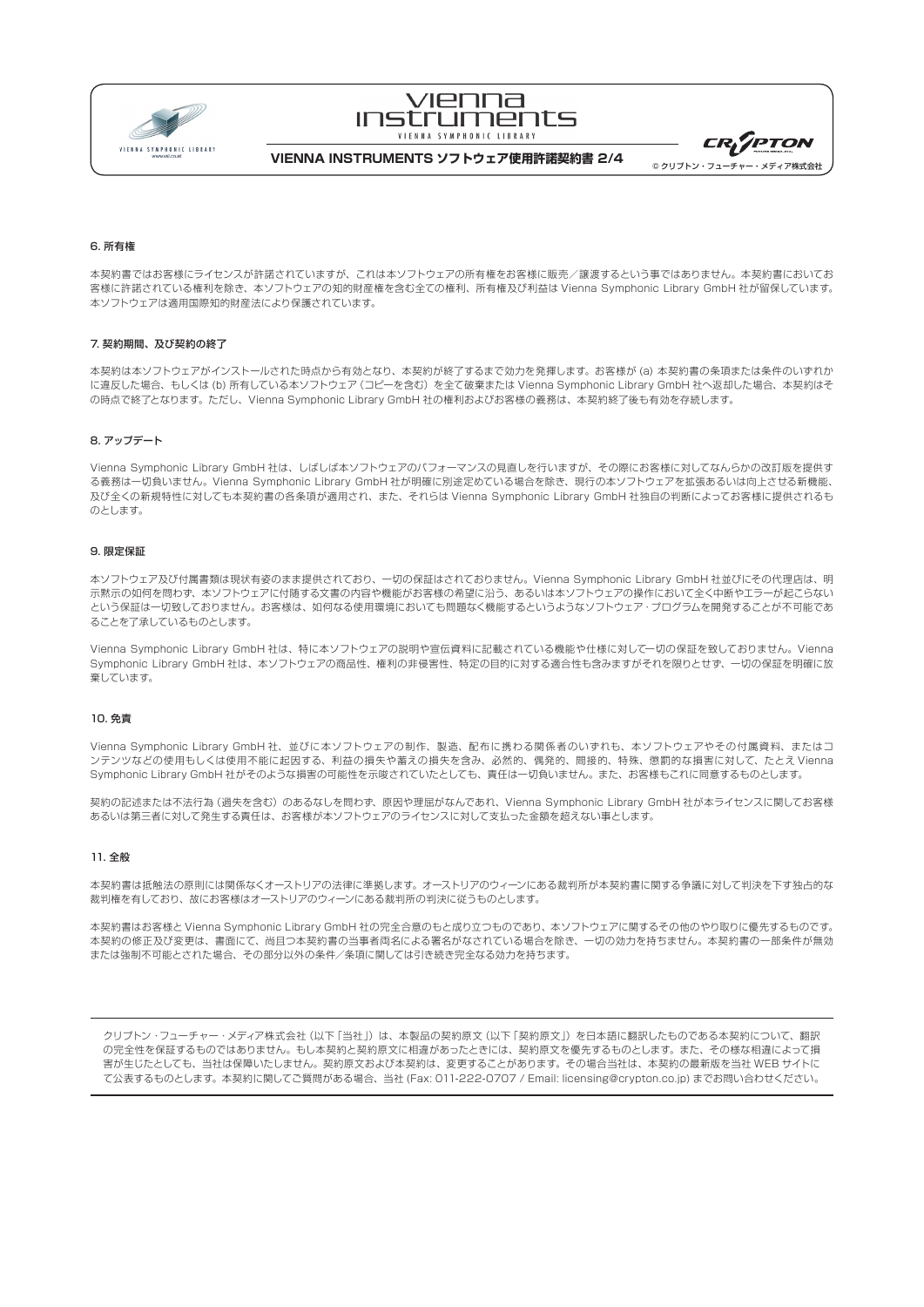## 6. 所有権

本契約書ではお客様にライセンスが許諾されていますが、これは本ソフトウェアの所有権をお客様に販売／譲渡するという事ではありません。本契約書においてお客様に許諾されている権利を除き、本ソフトウェアの知的財産権を含む全ての権利、所有権及び利益は Vienna Symphonic Library GmbH 社が留保しています。本ソフトウェアは適用国際知的財産法により保護されています。

## 7. 契約期間、及び契約の終了

本契約は本ソフトウェアがインストールされた時点から有効となり、本契約が終了するまで効力を発揮します。お客様が (a) 本契約書の条項または条件のいずれかに違反した場合、もしくは (b) 所有している本ソフトウェア（コピーを含む）を全て破棄または Vienna Symphonic Library GmbH 社へ返却した場合、本契約はその時点で終了となります。ただし、Vienna Symphonic Library GmbH 社の権利およびお客様の義務は、本契約終了後も有効を存続します。

## 8. アップデート

Vienna Symphonic Library GmbH 社は、しばしば本ソフトウェアのパフォーマンスの見直しを行いますが、その際にお客様に対してなんらかの改訂版を提供する義務は一切負いません。Vienna Symphonic Library GmbH 社が明確に別途定めている場合を除き、現行の本ソフトウェアを拡張あるいは向上させる新機能、及び全くの新規特性に対しても本契約書の各条項が適用され、また、それらは Vienna Symphonic Library GmbH 社独自の判断によってお客様に提供されるものとします。

## 9. 限定保証

本ソフトウェア及び付属書類は現状有姿のまま提供されており、一切の保証はされておりません。Vienna Symphonic Library GmbH 社並びにその代理店は、明示黙示の如何を問わず、本ソフトウェアに付随する文書の内容や機能がお客様の希望に沿う、あるいは本ソフトウェアの操作において全く中断やエラーが起こらないという保証は一切致しておりません。お客様は、如何なる使用環境においても問題なく機能するというようなソフトウェア・プログラムを開発することが不可能であることを了承しているものとします。

Vienna Symphonic Library GmbH 社は、特に本ソフトウェアの説明や宣伝資料に記載されている機能や仕様に対して一切の保証を致しておりません。Vienna Symphonic Library GmbH 社は、本ソフトウェアの商品性、権利の非侵害性、特定の目的に対する適合性も含みますがそれを限りとせず、一切の保証を明確に放棄しています。

## 10. 免責

Vienna Symphonic Library GmbH 社、並びに本ソフトウェアの制作、製造、配布に携わる関係者のいずれも、本ソフトウェアやその付属資料、またはコンテンツなどの使用もしくは使用不能に起因する、利益の損失や蓄えの損失を含み、必然的、偶発的、間接的、特殊、懲罰的な損害に対して、たとえ Vienna Symphonic Library GmbH 社がそのような損害の可能性を示唆されていたとしても、責任は一切負いません。また、お客様もこれに同意するものとします。

契約の記述または不法行為（過失を含む）のあるなしを問わず、原因や理屈がなんであれ、Vienna Symphonic Library GmbH 社が本ライセンスに関してお客様あるいは第三者に対して発生する責任は、お客様が本ソフトウェアのライセンスに対して支払った金額を超えない事とします。

## 11. 全般

本契約書は抵触法の原則には関係なくオーストリアの法律に準拠します。オーストリアのウィーンにある裁判所が本契約書に関する争議に対して判決を下す独占的な裁判権を有しており、故にお客様はオーストリアのウィーンにある裁判所の判決に従うものとします。

本契約書はお客様と Vienna Symphonic Library GmbH 社の完全合意のもと成り立つものであり、本ソフトウェアに関するその他のやり取りに優先するものです。本契約の修正及び変更は、書面にて、尚且つ本契約書の当事者両名による署名がなされている場合を除き、一切の効力を持ちません。本契約書の一部条件が無効または強制不可能とされた場合、その部分以外の条件／条項に関しては引き続き完全なる効力を持ちます。

---

クリプトン・フューチャー・メディア株式会社（以下「当社」）は、本製品の契約原文（以下「契約原文」）を日本語に翻訳したものである本契約について、翻訳の完全性を保証するものではありません。もし本契約と契約原文に相違があったときには、契約原文を優先するものとします。また、その様な相違によって損害が生じたとしても、当社は保障いたしません。契約原文および本契約は、変更することがあります。その場合当社は、本契約の最新版を当社 WEB サイトにて公表するものとします。本契約に関してご質問がある場合、当社 (Fax: 011-222-0707 / Email: licensing@crypton.co.jp) までお問い合わせください。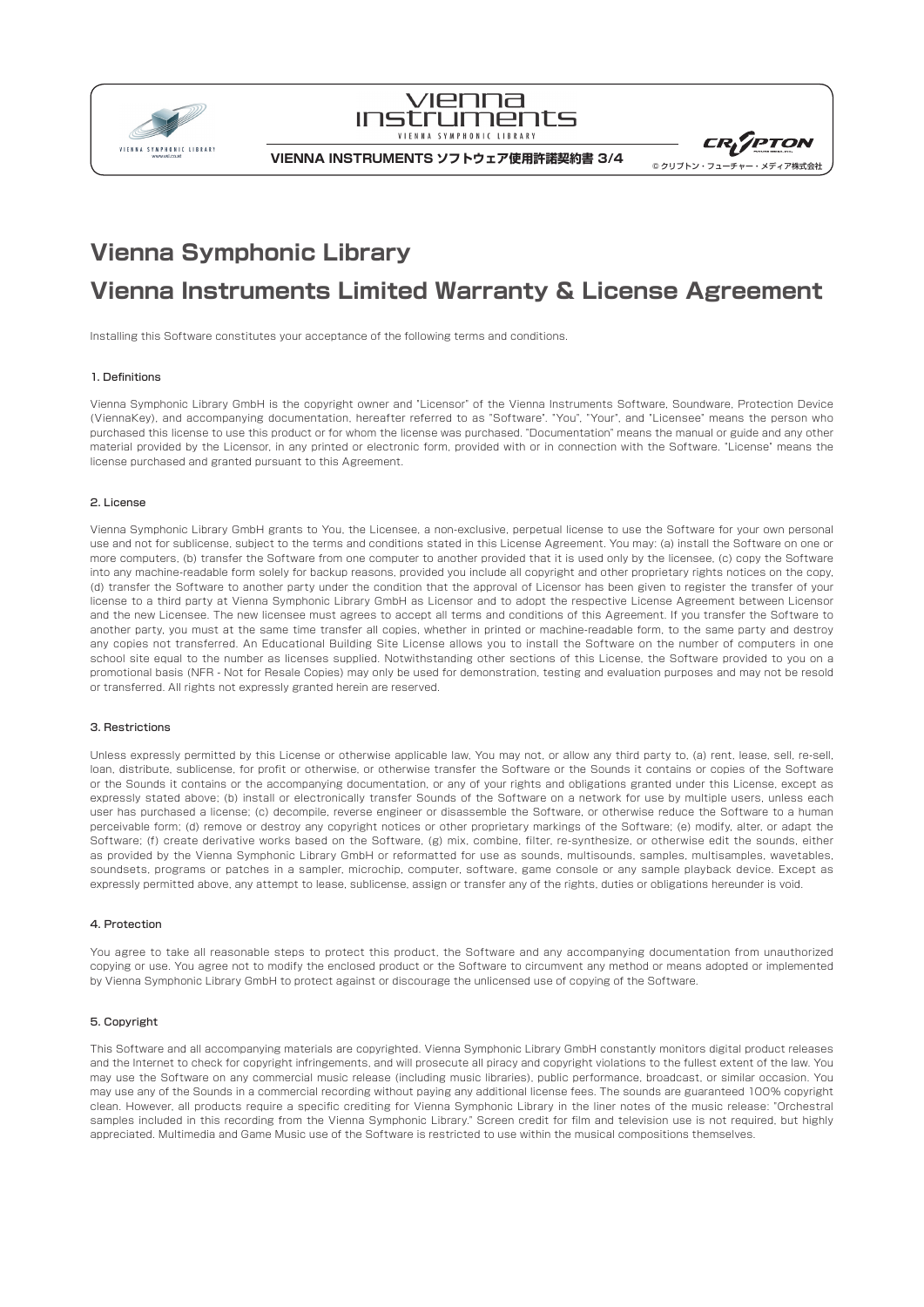# Vienna Symphonic Library

# Vienna Instruments Limited Warranty & License Agreement

Installing this Software constitutes your acceptance of the following terms and conditions.

### 1. Definitions

Vienna Symphonic Library GmbH is the copyright owner and "Licensor" of the Vienna Instruments Software, Soundware, Protection Device (ViennaKey), and accompanying documentation, hereafter referred to as "Software". "You", "Your", and "Licensee" means the person who purchased this license to use this product or for whom the license was purchased. "Documentation" means the manual or guide and any other material provided by the Licensor, in any printed or electronic form, provided with or in connection with the Software. "License" means the license purchased and granted pursuant to this Agreement.

### 2. License

Vienna Symphonic Library GmbH grants to You, the Licensee, a non-exclusive, perpetual license to use the Software for your own personal use and not for sublicense, subject to the terms and conditions stated in this License Agreement. You may: (a) install the Software on one or more computers, (b) transfer the Software from one computer to another provided that it is used only by the licensee, (c) copy the Software into any machine-readable form solely for backup reasons, provided you include all copyright and other proprietary rights notices on the copy, (d) transfer the Software to another party under the condition that the approval of Licensor has been given to register the transfer of your license to a third party at Vienna Symphonic Library GmbH as Licensor and to adopt the respective License Agreement between Licensor and the new Licensee. The new licensee must agrees to accept all terms and conditions of this Agreement. If you transfer the Software to another party, you must at the same time transfer all copies, whether in printed or machine-readable form, to the same party and destroy any copies not transferred. An Educational Building Site License allows you to install the Software on the number of computers in one school site equal to the number as licenses supplied. Notwithstanding other sections of this License, the Software provided to you on a promotional basis (NFR - Not for Resale Copies) may only be used for demonstration, testing and evaluation purposes and may not be resold or transferred. All rights not expressly granted herein are reserved.

### 3. Restrictions

Unless expressly permitted by this License or otherwise applicable law, You may not, or allow any third party to, (a) rent, lease, sell, re-sell, loan, distribute, sublicense, for profit or otherwise, or otherwise transfer the Software or the Sounds it contains or copies of the Software or the Sounds it contains or the accompanying documentation, or any of your rights and obligations granted under this License, except as expressly stated above; (b) install or electronically transfer Sounds of the Software on a network for use by multiple users, unless each user has purchased a license; (c) decompile, reverse engineer or disassemble the Software, or otherwise reduce the Software to a human perceivable form; (d) remove or destroy any copyright notices or other proprietary markings of the Software; (e) modify, alter, or adapt the Software; (f) create derivative works based on the Software, (g) mix, combine, filter, re-synthesize, or otherwise edit the sounds, either as provided by the Vienna Symphonic Library GmbH or reformatted for use as sounds, multisounds, samples, multisamples, wavetables, soundsets, programs or patches in a sampler, microchip, computer, software, game console or any sample playback device. Except as expressly permitted above, any attempt to lease, sublicense, assign or transfer any of the rights, duties or obligations hereunder is void.

### 4. Protection

You agree to take all reasonable steps to protect this product, the Software and any accompanying documentation from unauthorized copying or use. You agree not to modify the enclosed product or the Software to circumvent any method or means adopted or implemented by Vienna Symphonic Library GmbH to protect against or discourage the unlicensed use of copying of the Software.

### 5. Copyright

This Software and all accompanying materials are copyrighted. Vienna Symphonic Library GmbH constantly monitors digital product releases and the Internet to check for copyright infringements, and will prosecute all piracy and copyright violations to the fullest extent of the law. You may use the Software on any commercial music release (including music libraries), public performance, broadcast, or similar occasion. You may use any of the Sounds in a commercial recording without paying any additional license fees. The sounds are guaranteed 100% copyright clean. However, all products require a specific crediting for Vienna Symphonic Library in the liner notes of the music release: "Orchestral samples included in this recording from the Vienna Symphonic Library." Screen credit for film and television use is not required, but highly appreciated. Multimedia and Game Music use of the Software is restricted to use within the musical compositions themselves.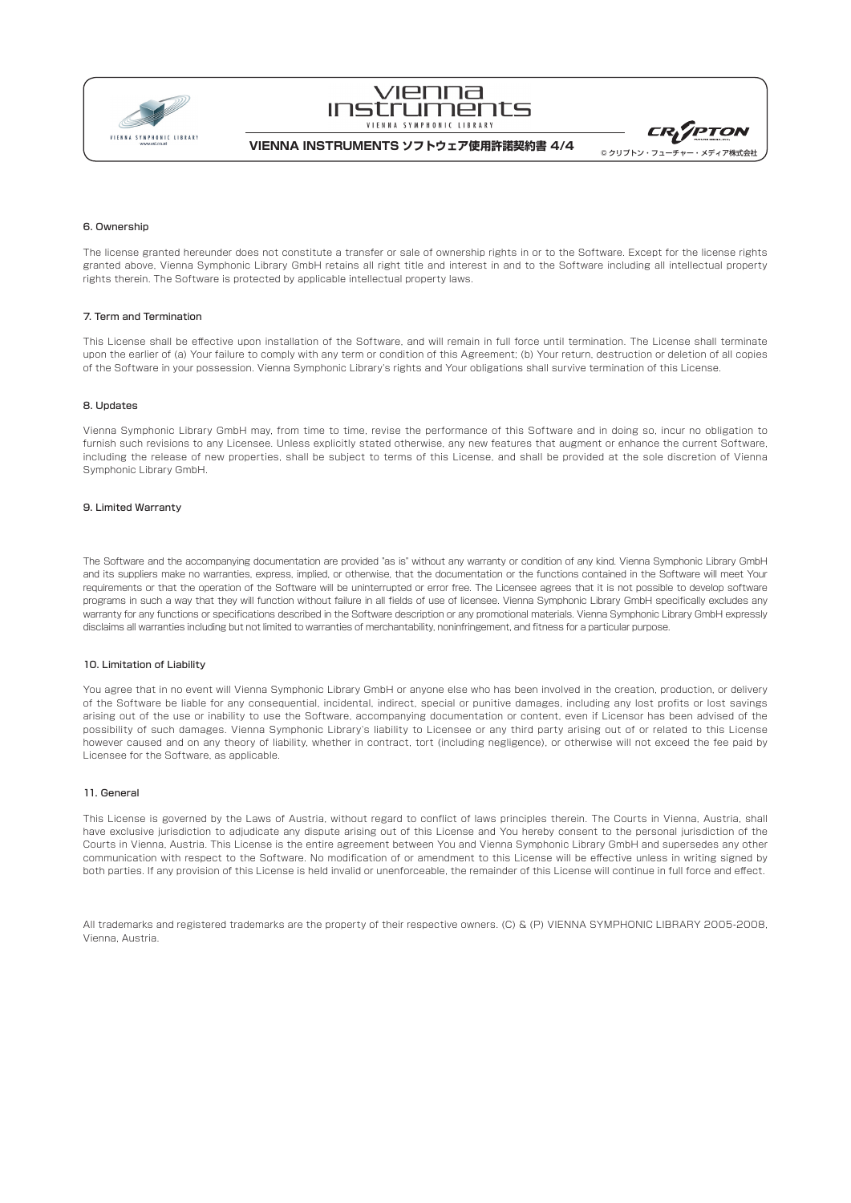## 6. Ownership

The license granted hereunder does not constitute a transfer or sale of ownership rights in or to the Software. Except for the license rights granted above, Vienna Symphonic Library GmbH retains all right title and interest in and to the Software including all intellectual property rights therein. The Software is protected by applicable intellectual property laws.

## 7. Term and Termination

This License shall be effective upon installation of the Software, and will remain in full force until termination. The License shall terminate upon the earlier of (a) Your failure to comply with any term or condition of this Agreement; (b) Your return, destruction or deletion of all copies of the Software in your possession. Vienna Symphonic Library's rights and Your obligations shall survive termination of this License.

## 8. Updates

Vienna Symphonic Library GmbH may, from time to time, revise the performance of this Software and in doing so, incur no obligation to furnish such revisions to any Licensee. Unless explicitly stated otherwise, any new features that augment or enhance the current Software, including the release of new properties, shall be subject to terms of this License, and shall be provided at the sole discretion of Vienna Symphonic Library GmbH.

## 9. Limited Warranty

The Software and the accompanying documentation are provided "as is" without any warranty or condition of any kind. Vienna Symphonic Library GmbH and its suppliers make no warranties, express, implied, or otherwise, that the documentation or the functions contained in the Software will meet Your requirements or that the operation of the Software will be uninterrupted or error free. The Licensee agrees that it is not possible to develop software programs in such a way that they will function without failure in all fields of use of licensee. Vienna Symphonic Library GmbH specifically excludes any warranty for any functions or specifications described in the Software description or any promotional materials. Vienna Symphonic Library GmbH expressly disclaims all warranties including but not limited to warranties of merchantability, noninfringement, and fitness for a particular purpose.

## 10. Limitation of Liability

You agree that in no event will Vienna Symphonic Library GmbH or anyone else who has been involved in the creation, production, or delivery of the Software be liable for any consequential, incidental, indirect, special or punitive damages, including any lost profits or lost savings arising out of the use or inability to use the Software, accompanying documentation or content, even if Licensor has been advised of the possibility of such damages. Vienna Symphonic Library's liability to Licensee or any third party arising out of or related to this License however caused and on any theory of liability, whether in contract, tort (including negligence), or otherwise will not exceed the fee paid by Licensee for the Software, as applicable.

## 11. General

This License is governed by the Laws of Austria, without regard to conflict of laws principles therein. The Courts in Vienna, Austria, shall have exclusive jurisdiction to adjudicate any dispute arising out of this License and You hereby consent to the personal jurisdiction of the Courts in Vienna, Austria. This License is the entire agreement between You and Vienna Symphonic Library GmbH and supersedes any other communication with respect to the Software. No modification of or amendment to this License will be effective unless in writing signed by both parties. If any provision of this License is held invalid or unenforceable, the remainder of this License will continue in full force and effect.

All trademarks and registered trademarks are the property of their respective owners. (C) & (P) VIENNA SYMPHONIC LIBRARY 2005-2008, Vienna, Austria.